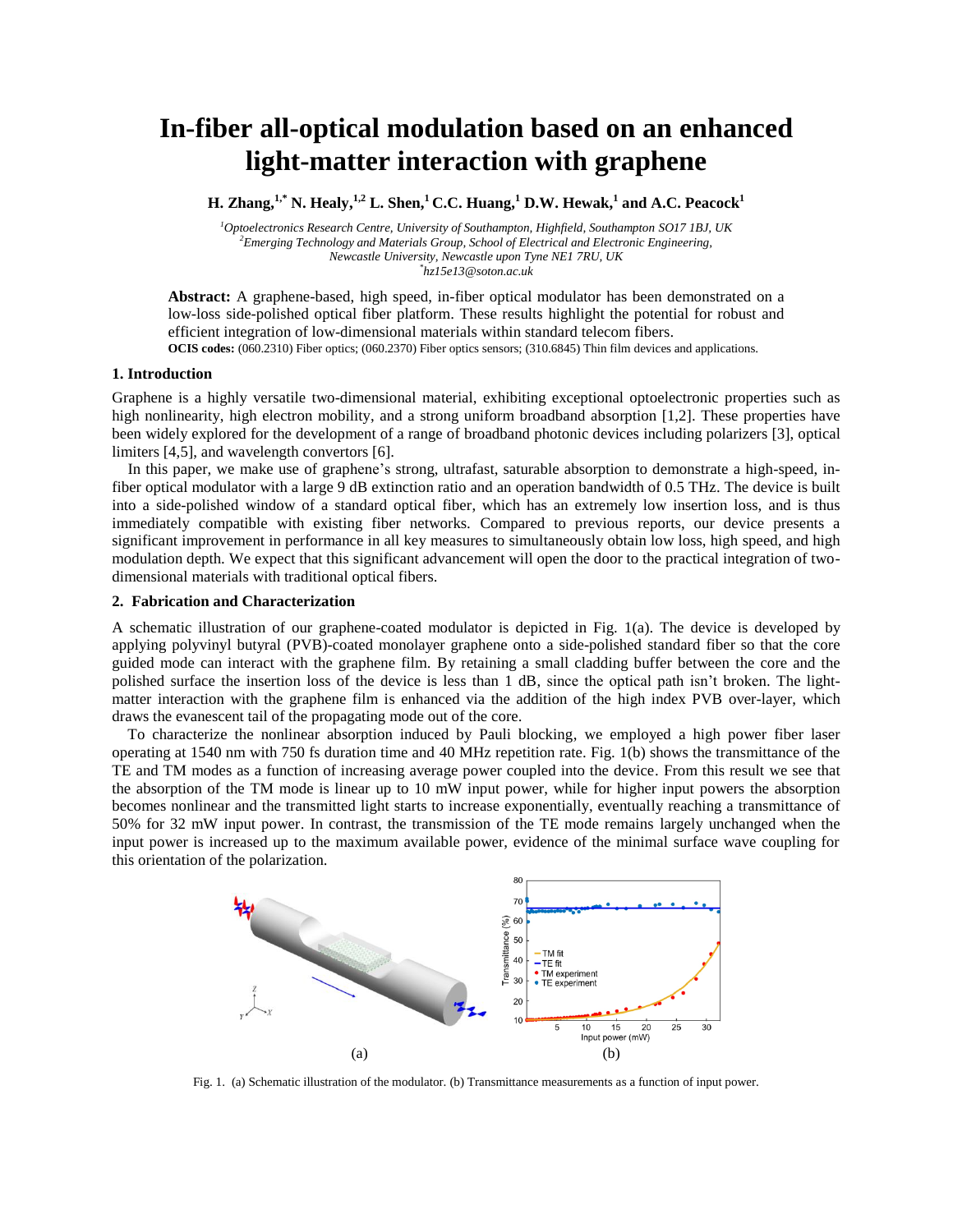# In-fiber all-optical modulation based on an enhanced light-matter interaction with graphene

**H. Zhang,[1,*] N. Healy,[1,2] L. Shen,[1] C.C. Huang,[1] D.W. Hewak,[1] and A.C. Peacock[1]**

[1] *Optoelectronics Research Centre, University of Southampton, Highfield, Southampton SO17 1BJ, UK*
[2] *Emerging Technology and Materials Group, School of Electrical and Electronic Engineering, Newcastle University, Newcastle upon Tyne NE1 7RU, UK*
[*] *hz15e13@soton.ac.uk*

**Abstract:** A graphene-based, high speed, in-fiber optical modulator has been demonstrated on a low-loss side-polished optical fiber platform. These results highlight the potential for robust and efficient integration of low-dimensional materials within standard telecom fibers.

**OCIS codes:** (060.2310) Fiber optics; (060.2370) Fiber optics sensors; (310.6845) Thin film devices and applications.

## 1. Introduction

Graphene is a highly versatile two-dimensional material, exhibiting exceptional optoelectronic properties such as high nonlinearity, high electron mobility, and a strong uniform broadband absorption [1,2]. These properties have been widely explored for the development of a range of broadband photonic devices including polarizers [3], optical limiters [4,5], and wavelength convertors [6].

In this paper, we make use of graphene's strong, ultrafast, saturable absorption to demonstrate a high-speed, in-fiber optical modulator with a large 9 dB extinction ratio and an operation bandwidth of 0.5 THz. The device is built into a side-polished window of a standard optical fiber, which has an extremely low insertion loss, and is thus immediately compatible with existing fiber networks. Compared to previous reports, our device presents a significant improvement in performance in all key measures to simultaneously obtain low loss, high speed, and high modulation depth. We expect that this significant advancement will open the door to the practical integration of two-dimensional materials with traditional optical fibers.

## 2. Fabrication and Characterization

A schematic illustration of our graphene-coated modulator is depicted in Fig. 1(a). The device is developed by applying polyvinyl butyral (PVB)-coated monolayer graphene onto a side-polished standard fiber so that the core guided mode can interact with the graphene film. By retaining a small cladding buffer between the core and the polished surface the insertion loss of the device is less than 1 dB, since the optical path isn't broken. The light-matter interaction with the graphene film is enhanced via the addition of the high index PVB over-layer, which draws the evanescent tail of the propagating mode out of the core.

To characterize the nonlinear absorption induced by Pauli blocking, we employed a high power fiber laser operating at 1540 nm with 750 fs duration time and 40 MHz repetition rate. Fig. 1(b) shows the transmittance of the TE and TM modes as a function of increasing average power coupled into the device. From this result we see that the absorption of the TM mode is linear up to 10 mW input power, while for higher input powers the absorption becomes nonlinear and the transmitted light starts to increase exponentially, eventually reaching a transmittance of 50% for 32 mW input power. In contrast, the transmission of the TE mode remains largely unchanged when the input power is increased up to the maximum available power, evidence of the minimal surface wave coupling for this orientation of the polarization.

Fig. 1. (a) Schematic illustration of the modulator. (b) Transmittance measurements as a function of input power.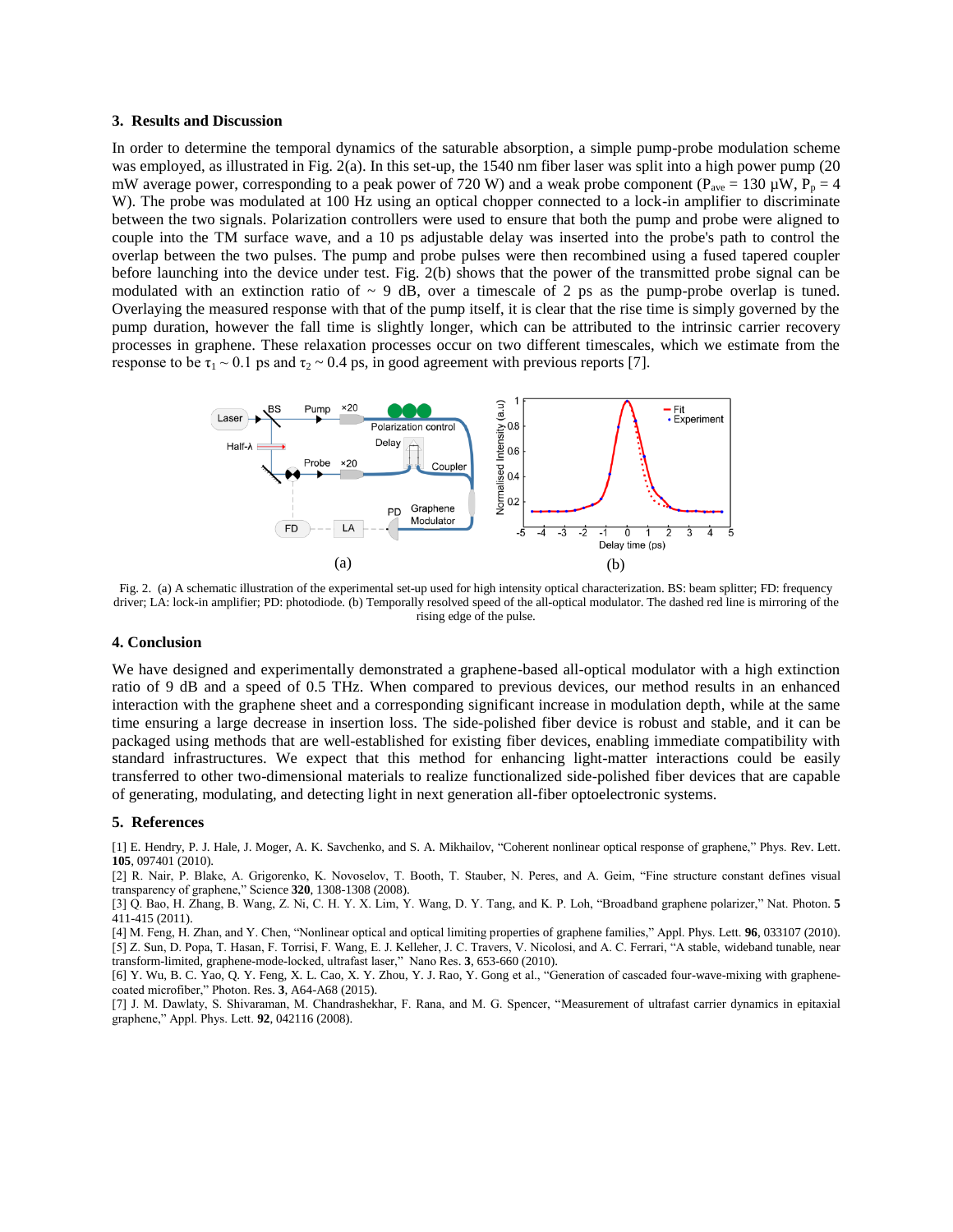## 3. Results and Discussion

In order to determine the temporal dynamics of the saturable absorption, a simple pump-probe modulation scheme was employed, as illustrated in Fig. 2(a). In this set-up, the 1540 nm fiber laser was split into a high power pump (20 mW average power, corresponding to a peak power of 720 W) and a weak probe component ($P_{ave}$ = 130 μW, $P_p$ = 4 W). The probe was modulated at 100 Hz using an optical chopper connected to a lock-in amplifier to discriminate between the two signals. Polarization controllers were used to ensure that both the pump and probe were aligned to couple into the TM surface wave, and a 10 ps adjustable delay was inserted into the probe's path to control the overlap between the two pulses. The pump and probe pulses were then recombined using a fused tapered coupler before launching into the device under test. Fig. 2(b) shows that the power of the transmitted probe signal can be modulated with an extinction ratio of ~ 9 dB, over a timescale of 2 ps as the pump-probe overlap is tuned. Overlaying the measured response with that of the pump itself, it is clear that the rise time is simply governed by the pump duration, however the fall time is slightly longer, which can be attributed to the intrinsic carrier recovery processes in graphene. These relaxation processes occur on two different timescales, which we estimate from the response to be $\tau_1$ ~ 0.1 ps and $\tau_2$ ~ 0.4 ps, in good agreement with previous reports [7].

Laser
BS
Pump
×20
Half-λ
Polarization control
Delay
Probe
×20
Coupler
PD
Graphene Modulator
FD
LA

(a)

Normalised Intensity (a.u)
1
0.8
0.6
0.4
0.2
-5 -4 -3 -2 -1 0 1 2 3 4 5
Delay time (ps)
Fit
Experiment

(b)

Fig. 2. (a) A schematic illustration of the experimental set-up used for high intensity optical characterization. BS: beam splitter; FD: frequency driver; LA: lock-in amplifier; PD: photodiode. (b) Temporally resolved speed of the all-optical modulator. The dashed red line is mirroring of the rising edge of the pulse.

## 4. Conclusion

We have designed and experimentally demonstrated a graphene-based all-optical modulator with a high extinction ratio of 9 dB and a speed of 0.5 THz. When compared to previous devices, our method results in an enhanced interaction with the graphene sheet and a corresponding significant increase in modulation depth, while at the same time ensuring a large decrease in insertion loss. The side-polished fiber device is robust and stable, and it can be packaged using methods that are well-established for existing fiber devices, enabling immediate compatibility with standard infrastructures. We expect that this method for enhancing light-matter interactions could be easily transferred to other two-dimensional materials to realize functionalized side-polished fiber devices that are capable of generating, modulating, and detecting light in next generation all-fiber optoelectronic systems.

## 5. References

[1] E. Hendry, P. J. Hale, J. Moger, A. K. Savchenko, and S. A. Mikhailov, "Coherent nonlinear optical response of graphene," Phys. Rev. Lett. **105**, 097401 (2010).

[2] R. Nair, P. Blake, A. Grigorenko, K. Novoselov, T. Booth, T. Stauber, N. Peres, and A. Geim, "Fine structure constant defines visual transparency of graphene," Science **320**, 1308-1308 (2008).

[3] Q. Bao, H. Zhang, B. Wang, Z. Ni, C. H. Y. X. Lim, Y. Wang, D. Y. Tang, and K. P. Loh, "Broadband graphene polarizer," Nat. Photon. **5** 411-415 (2011).

[4] M. Feng, H. Zhan, and Y. Chen, "Nonlinear optical and optical limiting properties of graphene families," Appl. Phys. Lett. **96**, 033107 (2010).

[5] Z. Sun, D. Popa, T. Hasan, F. Torrisi, F. Wang, E. J. Kelleher, J. C. Travers, V. Nicolosi, and A. C. Ferrari, "A stable, wideband tunable, near transform-limited, graphene-mode-locked, ultrafast laser," Nano Res. **3**, 653-660 (2010).

[6] Y. Wu, B. C. Yao, Q. Y. Feng, X. L. Cao, X. Y. Zhou, Y. J. Rao, Y. Gong et al., "Generation of cascaded four-wave-mixing with graphene-coated microfiber," Photon. Res. **3**, A64-A68 (2015).

[7] J. M. Dawlaty, S. Shivaraman, M. Chandrashekhar, F. Rana, and M. G. Spencer, "Measurement of ultrafast carrier dynamics in epitaxial graphene," Appl. Phys. Lett. **92**, 042116 (2008).